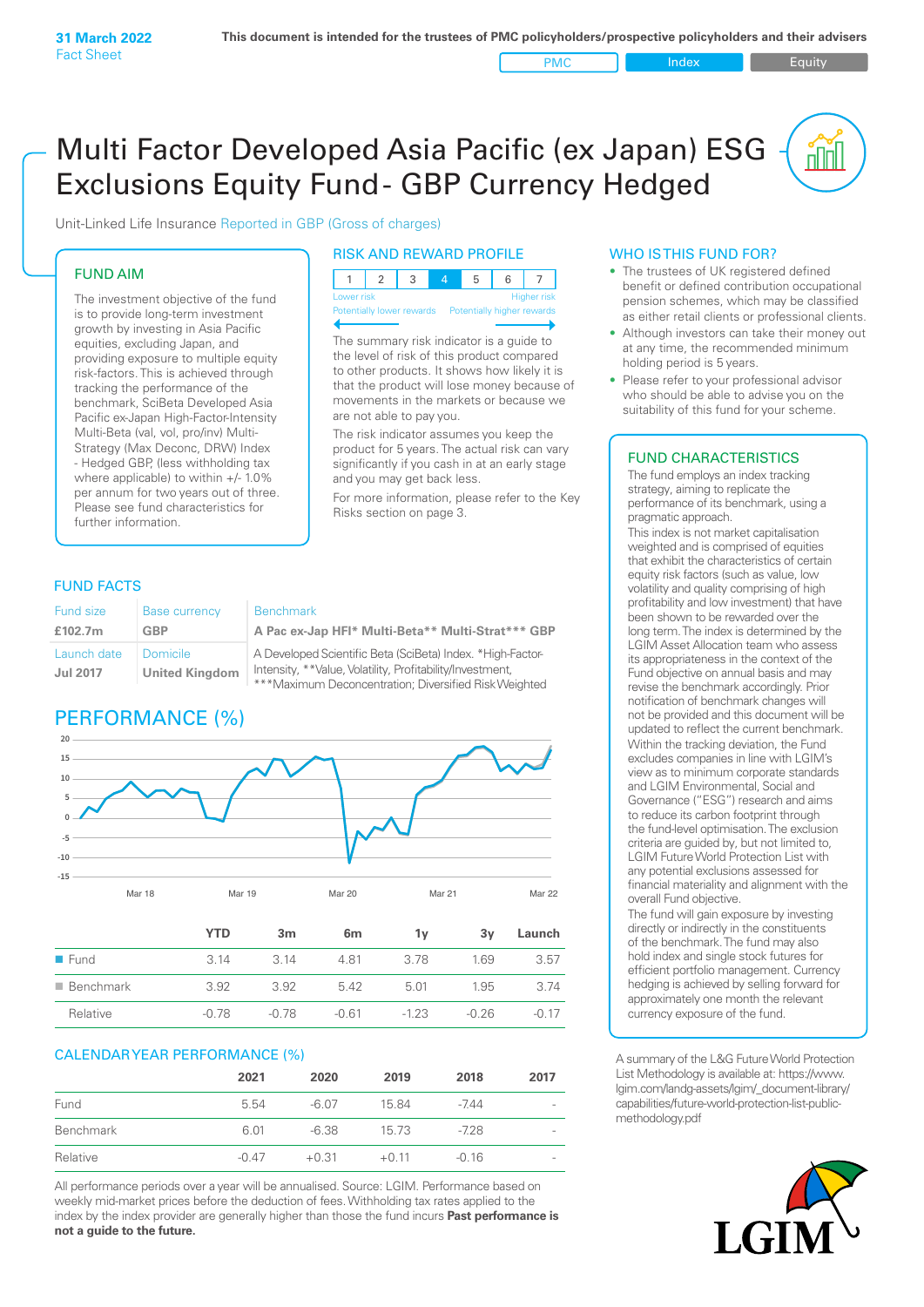**31 March 2022**
Fact Sheet

This document is intended for the trustees of PMC policyholders/prospective policyholders and their advisers

PMC | Index | Equity

# Multi Factor Developed Asia Pacific (ex Japan) ESG Exclusions Equity Fund - GBP Currency Hedged

Unit-Linked Life Insurance Reported in GBP (Gross of charges)

## FUND AIM

The investment objective of the fund is to provide long-term investment growth by investing in Asia Pacific equities, excluding Japan, and providing exposure to multiple equity risk-factors. This is achieved through tracking the performance of the benchmark, SciBeta Developed Asia Pacific ex-Japan High-Factor-Intensity Multi-Beta (val, vol, pro/inv) Multi-Strategy (Max Deconc, DRW) Index - Hedged GBP, (less withholding tax where applicable) to within +/- 1.0% per annum for two years out of three. Please see fund characteristics for further information.

## RISK AND REWARD PROFILE

| 1 | 2 | 3 | 4 | 5 | 6 | 7 |
|---|---|---|---|---|---|---|

Lower risk — Potentially lower rewards | Higher risk — Potentially higher rewards

The summary risk indicator is a guide to the level of risk of this product compared to other products. It shows how likely it is that the product will lose money because of movements in the markets or because we are not able to pay you.

The risk indicator assumes you keep the product for 5 years. The actual risk can vary significantly if you cash in at an early stage and you may get back less.

For more information, please refer to the Key Risks section on page 3.

## WHO IS THIS FUND FOR?

- The trustees of UK registered defined benefit or defined contribution occupational pension schemes, which may be classified as either retail clients or professional clients.
- Although investors can take their money out at any time, the recommended minimum holding period is 5 years.
- Please refer to your professional advisor who should be able to advise you on the suitability of this fund for your scheme.

## FUND FACTS

| Fund size | Base currency | Benchmark |
|---|---|---|
| **£102.7m** | **GBP** | **A Pac ex-Jap HFI* Multi-Beta** Multi-Strat*** GBP** |
| Launch date | Domicile | |
| **Jul 2017** | **United Kingdom** | A Developed Scientific Beta (SciBeta) Index. *High-Factor-Intensity, **Value, Volatility, Profitability/Investment, ***Maximum Deconcentration; Diversified Risk Weighted |

## PERFORMANCE (%)

| | YTD | 3m | 6m | 1y | 3y | Launch |
|---|---|---|---|---|---|---|
| Fund | 3.14 | 3.14 | 4.81 | 3.78 | 1.69 | 3.57 |
| Benchmark | 3.92 | 3.92 | 5.42 | 5.01 | 1.95 | 3.74 |
| Relative | -0.78 | -0.78 | -0.61 | -1.23 | -0.26 | -0.17 |

## CALENDAR YEAR PERFORMANCE (%)

| | 2021 | 2020 | 2019 | 2018 | 2017 |
|---|---|---|---|---|---|
| Fund | 5.54 | -6.07 | 15.84 | -7.44 | - |
| Benchmark | 6.01 | -6.38 | 15.73 | -7.28 | - |
| Relative | -0.47 | +0.31 | +0.11 | -0.16 | - |

All performance periods over a year will be annualised. Source: LGIM. Performance based on weekly mid-market prices before the deduction of fees. Withholding tax rates applied to the index by the index provider are generally higher than those the fund incurs **Past performance is not a guide to the future.**

## FUND CHARACTERISTICS

The fund employs an index tracking strategy, aiming to replicate the performance of its benchmark, using a pragmatic approach.

This index is not market capitalisation weighted and is comprised of equities that exhibit the characteristics of certain equity risk factors (such as value, low volatility and quality comprising of high profitability and low investment) that have been shown to be rewarded over the long term. The index is determined by the LGIM Asset Allocation team who assess its appropriateness in the context of the Fund objective on annual basis and may revise the benchmark accordingly. Prior notification of benchmark changes will not be provided and this document will be updated to reflect the current benchmark.

Within the tracking deviation, the Fund excludes companies in line with LGIM's view as to minimum corporate standards and LGIM Environmental, Social and Governance ("ESG") research and aims to reduce its carbon footprint through the fund-level optimisation. The exclusion criteria are guided by, but not limited to, LGIM Future World Protection List with any potential exclusions assessed for financial materiality and alignment with the overall Fund objective.

The fund will gain exposure by investing directly or indirectly in the constituents of the benchmark. The fund may also hold index and single stock futures for efficient portfolio management. Currency hedging is achieved by selling forward for approximately one month the relevant currency exposure of the fund.

A summary of the L&G Future World Protection List Methodology is available at: https://www.lgim.com/landg-assets/lgim/_document-library/capabilities/future-world-protection-list-public-methodology.pdf

LGIM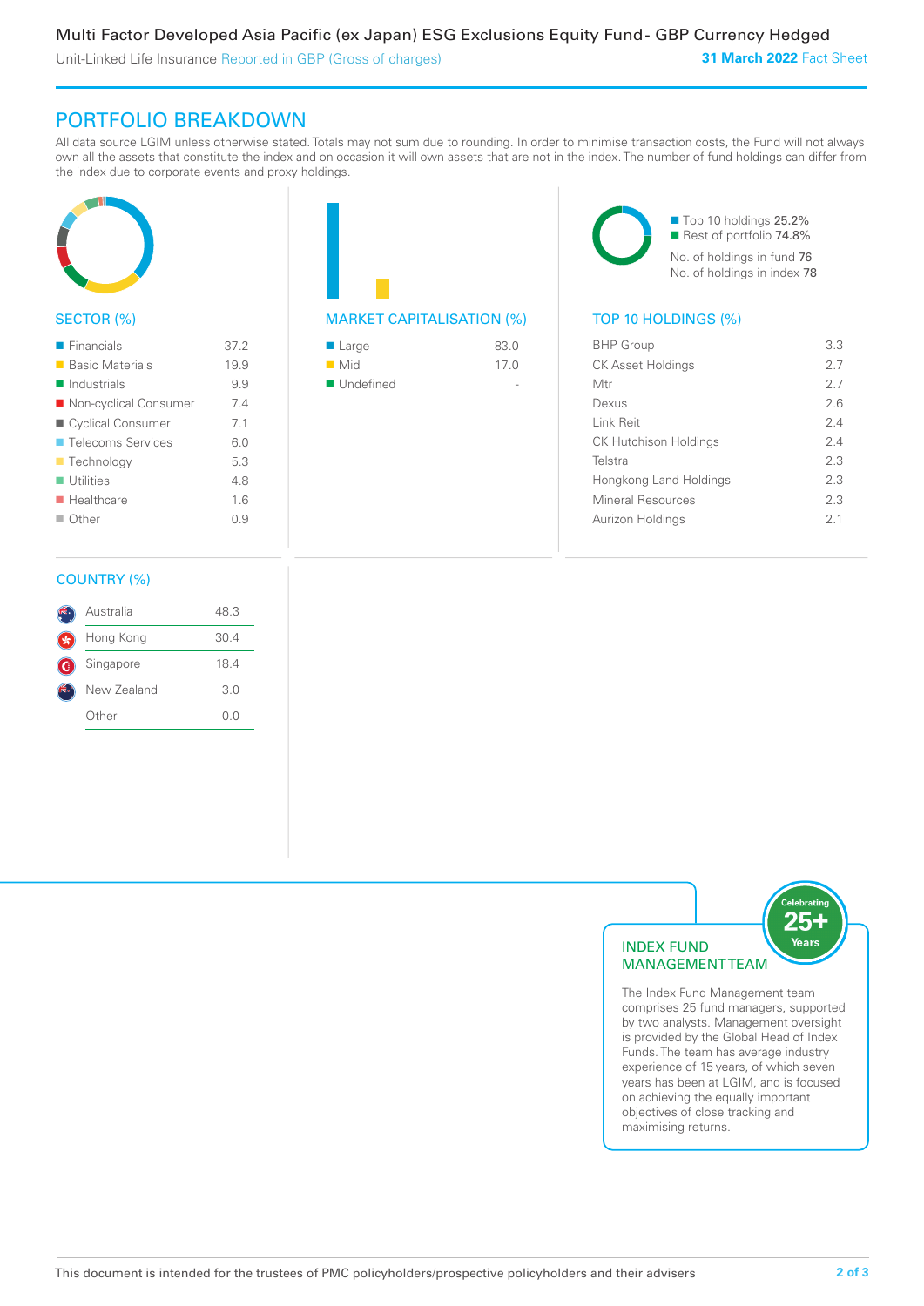Multi Factor Developed Asia Pacific (ex Japan) ESG Exclusions Equity Fund - GBP Currency Hedged

Unit-Linked Life Insurance Reported in GBP (Gross of charges)

**31 March 2022** Fact Sheet

## PORTFOLIO BREAKDOWN

All data source LGIM unless otherwise stated. Totals may not sum due to rounding. In order to minimise transaction costs, the Fund will not always own all the assets that constitute the index and on occasion it will own assets that are not in the index. The number of fund holdings can differ from the index due to corporate events and proxy holdings.

### SECTOR (%)

| Sector | % |
|---|---|
| Financials | 37.2 |
| Basic Materials | 19.9 |
| Industrials | 9.9 |
| Non-cyclical Consumer | 7.4 |
| Cyclical Consumer | 7.1 |
| Telecoms Services | 6.0 |
| Technology | 5.3 |
| Utilities | 4.8 |
| Healthcare | 1.6 |
| Other | 0.9 |

### MARKET CAPITALISATION (%)

| Market Capitalisation | % |
|---|---|
| Large | 83.0 |
| Mid | 17.0 |
| Undefined | - |

### TOP 10 HOLDINGS (%)

Top 10 holdings 25.2%
Rest of portfolio 74.8%
No. of holdings in fund 76
No. of holdings in index 78

| Holding | % |
|---|---|
| BHP Group | 3.3 |
| CK Asset Holdings | 2.7 |
| Mtr | 2.7 |
| Dexus | 2.6 |
| Link Reit | 2.4 |
| CK Hutchison Holdings | 2.4 |
| Telstra | 2.3 |
| Hongkong Land Holdings | 2.3 |
| Mineral Resources | 2.3 |
| Aurizon Holdings | 2.1 |

### COUNTRY (%)

| Country | % |
|---|---|
| Australia | 48.3 |
| Hong Kong | 30.4 |
| Singapore | 18.4 |
| New Zealand | 3.0 |
| Other | 0.0 |

### INDEX FUND MANAGEMENT TEAM

Celebrating 25+ Years

The Index Fund Management team comprises 25 fund managers, supported by two analysts. Management oversight is provided by the Global Head of Index Funds. The team has average industry experience of 15 years, of which seven years has been at LGIM, and is focused on achieving the equally important objectives of close tracking and maximising returns.

This document is intended for the trustees of PMC policyholders/prospective policyholders and their advisers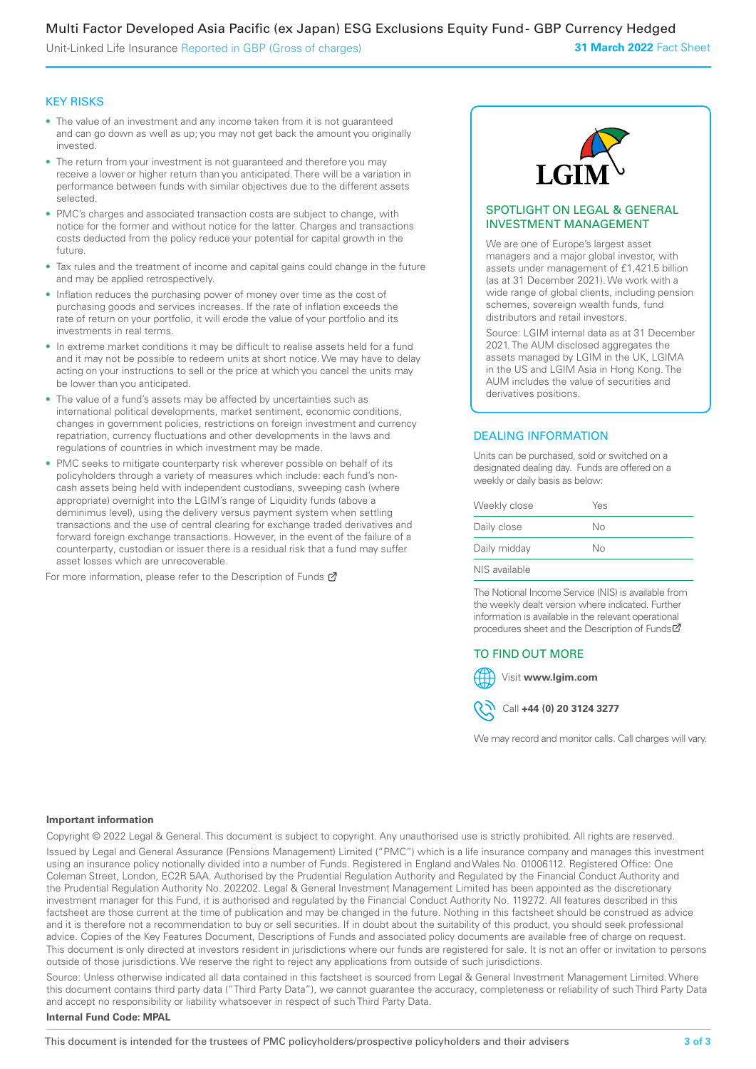# Multi Factor Developed Asia Pacific (ex Japan) ESG Exclusions Equity Fund - GBP Currency Hedged

Unit-Linked Life Insurance Reported in GBP (Gross of charges)

**31 March 2022** Fact Sheet

## KEY RISKS

- The value of an investment and any income taken from it is not guaranteed and can go down as well as up; you may not get back the amount you originally invested.
- The return from your investment is not guaranteed and therefore you may receive a lower or higher return than you anticipated. There will be a variation in performance between funds with similar objectives due to the different assets selected.
- PMC's charges and associated transaction costs are subject to change, with notice for the former and without notice for the latter. Charges and transactions costs deducted from the policy reduce your potential for capital growth in the future.
- Tax rules and the treatment of income and capital gains could change in the future and may be applied retrospectively.
- Inflation reduces the purchasing power of money over time as the cost of purchasing goods and services increases. If the rate of inflation exceeds the rate of return on your portfolio, it will erode the value of your portfolio and its investments in real terms.
- In extreme market conditions it may be difficult to realise assets held for a fund and it may not be possible to redeem units at short notice. We may have to delay acting on your instructions to sell or the price at which you cancel the units may be lower than you anticipated.
- The value of a fund's assets may be affected by uncertainties such as international political developments, market sentiment, economic conditions, changes in government policies, restrictions on foreign investment and currency repatriation, currency fluctuations and other developments in the laws and regulations of countries in which investment may be made.
- PMC seeks to mitigate counterparty risk wherever possible on behalf of its policyholders through a variety of measures which include: each fund's non-cash assets being held with independent custodians, sweeping cash (where appropriate) overnight into the LGIM's range of Liquidity funds (above a deminimus level), using the delivery versus payment system when settling transactions and the use of central clearing for exchange traded derivatives and forward foreign exchange transactions. However, in the event of the failure of a counterparty, custodian or issuer there is a residual risk that a fund may suffer asset losses which are unrecoverable.

For more information, please refer to the Description of Funds

## SPOTLIGHT ON LEGAL & GENERAL INVESTMENT MANAGEMENT

We are one of Europe's largest asset managers and a major global investor, with assets under management of £1,421.5 billion (as at 31 December 2021). We work with a wide range of global clients, including pension schemes, sovereign wealth funds, fund distributors and retail investors.

Source: LGIM internal data as at 31 December 2021. The AUM disclosed aggregates the assets managed by LGIM in the UK, LGIMA in the US and LGIM Asia in Hong Kong. The AUM includes the value of securities and derivatives positions.

## DEALING INFORMATION

Units can be purchased, sold or switched on a designated dealing day. Funds are offered on a weekly or daily basis as below:

| | |
|---|---|
| Weekly close | Yes |
| Daily close | No |
| Daily midday | No |
| NIS available | |

The Notional Income Service (NIS) is available from the weekly dealt version where indicated. Further information is available in the relevant operational procedures sheet and the Description of Funds

## TO FIND OUT MORE

Visit **www.lgim.com**

Call **+44 (0) 20 3124 3277**

We may record and monitor calls. Call charges will vary.

**Important information**

Copyright © 2022 Legal & General. This document is subject to copyright. Any unauthorised use is strictly prohibited. All rights are reserved.

Issued by Legal and General Assurance (Pensions Management) Limited ("PMC") which is a life insurance company and manages this investment using an insurance policy notionally divided into a number of Funds. Registered in England and Wales No. 01006112. Registered Office: One Coleman Street, London, EC2R 5AA. Authorised by the Prudential Regulation Authority and Regulated by the Financial Conduct Authority and the Prudential Regulation Authority No. 202202. Legal & General Investment Management Limited has been appointed as the discretionary investment manager for this Fund, it is authorised and regulated by the Financial Conduct Authority No. 119272. All features described in this factsheet are those current at the time of publication and may be changed in the future. Nothing in this factsheet should be construed as advice and it is therefore not a recommendation to buy or sell securities. If in doubt about the suitability of this product, you should seek professional advice. Copies of the Key Features Document, Descriptions of Funds and associated policy documents are available free of charge on request. This document is only directed at investors resident in jurisdictions where our funds are registered for sale. It is not an offer or invitation to persons outside of those jurisdictions. We reserve the right to reject any applications from outside of such jurisdictions.

Source: Unless otherwise indicated all data contained in this factsheet is sourced from Legal & General Investment Management Limited. Where this document contains third party data ("Third Party Data"), we cannot guarantee the accuracy, completeness or reliability of such Third Party Data and accept no responsibility or liability whatsoever in respect of such Third Party Data.

**Internal Fund Code: MPAL**

This document is intended for the trustees of PMC policyholders/prospective policyholders and their advisers